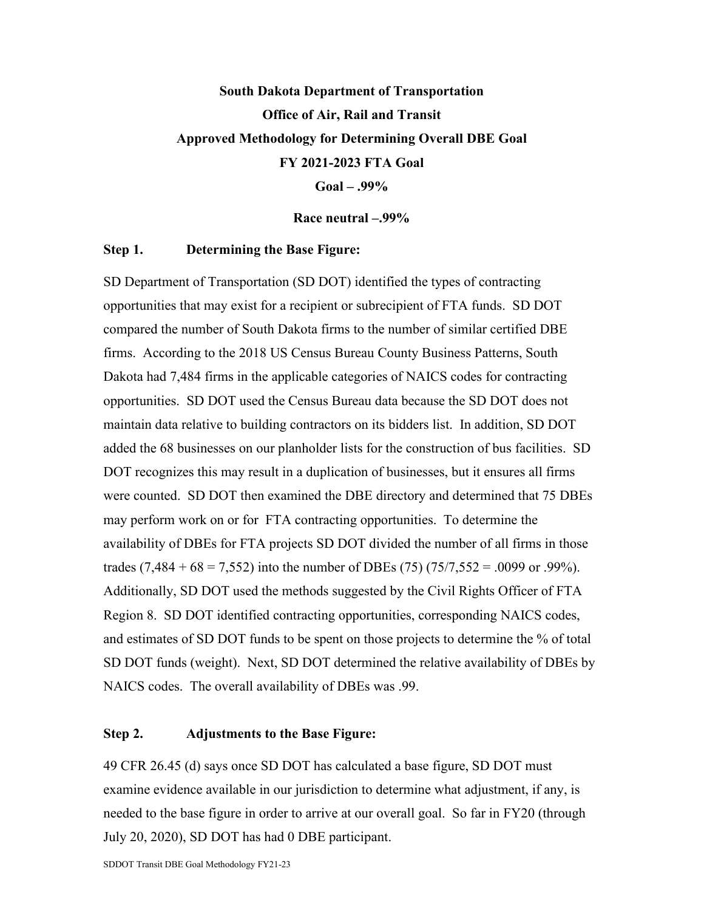# South Dakota Department of Transportation

## Office of Air, Rail and Transit

## Approved Methodology for Determining Overall DBE Goal

## FY 2021-2023 FTA Goal

## Goal – .99%

**Race neutral –.99%**

### Step 1. Determining the Base Figure:

SD Department of Transportation (SD DOT) identified the types of contracting opportunities that may exist for a recipient or subrecipient of FTA funds. SD DOT compared the number of South Dakota firms to the number of similar certified DBE firms. According to the 2018 US Census Bureau County Business Patterns, South Dakota had 7,484 firms in the applicable categories of NAICS codes for contracting opportunities. SD DOT used the Census Bureau data because the SD DOT does not maintain data relative to building contractors on its bidders list. In addition, SD DOT added the 68 businesses on our planholder lists for the construction of bus facilities. SD DOT recognizes this may result in a duplication of businesses, but it ensures all firms were counted. SD DOT then examined the DBE directory and determined that 75 DBEs may perform work on or for FTA contracting opportunities. To determine the availability of DBEs for FTA projects SD DOT divided the number of all firms in those trades (7,484 + 68 = 7,552) into the number of DBEs (75) (75/7,552 = .0099 or .99%). Additionally, SD DOT used the methods suggested by the Civil Rights Officer of FTA Region 8. SD DOT identified contracting opportunities, corresponding NAICS codes, and estimates of SD DOT funds to be spent on those projects to determine the % of total SD DOT funds (weight). Next, SD DOT determined the relative availability of DBEs by NAICS codes. The overall availability of DBEs was .99.

### Step 2. Adjustments to the Base Figure:

49 CFR 26.45 (d) says once SD DOT has calculated a base figure, SD DOT must examine evidence available in our jurisdiction to determine what adjustment, if any, is needed to the base figure in order to arrive at our overall goal. So far in FY20 (through July 20, 2020), SD DOT has had 0 DBE participant.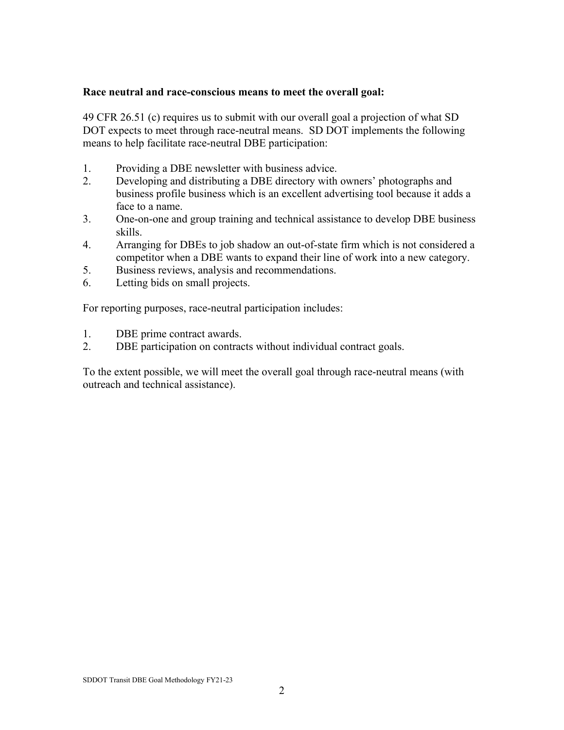**Race neutral and race-conscious means to meet the overall goal:**

49 CFR 26.51 (c) requires us to submit with our overall goal a projection of what SD DOT expects to meet through race-neutral means. SD DOT implements the following means to help facilitate race-neutral DBE participation:

1. Providing a DBE newsletter with business advice.
2. Developing and distributing a DBE directory with owners' photographs and business profile business which is an excellent advertising tool because it adds a face to a name.
3. One-on-one and group training and technical assistance to develop DBE business skills.
4. Arranging for DBEs to job shadow an out-of-state firm which is not considered a competitor when a DBE wants to expand their line of work into a new category.
5. Business reviews, analysis and recommendations.
6. Letting bids on small projects.

For reporting purposes, race-neutral participation includes:

1. DBE prime contract awards.
2. DBE participation on contracts without individual contract goals.

To the extent possible, we will meet the overall goal through race-neutral means (with outreach and technical assistance).